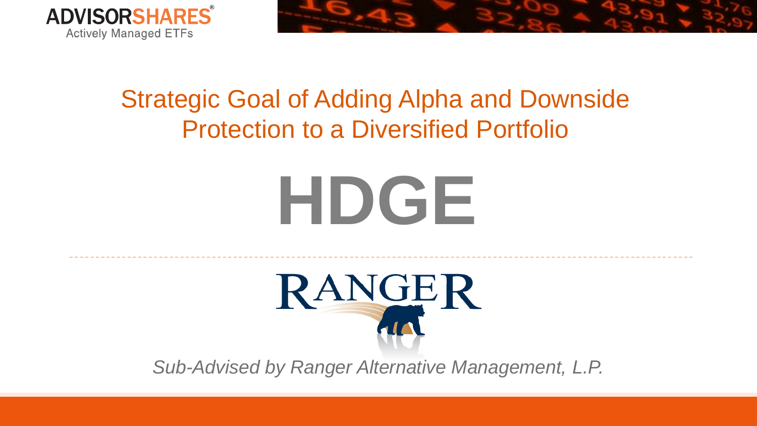ADVISORSHARES
Actively Managed ETFs

# Strategic Goal of Adding Alpha and Downside Protection to a Diversified Portfolio

# HDGE

RANGER

*Sub-Advised by Ranger Alternative Management, L.P.*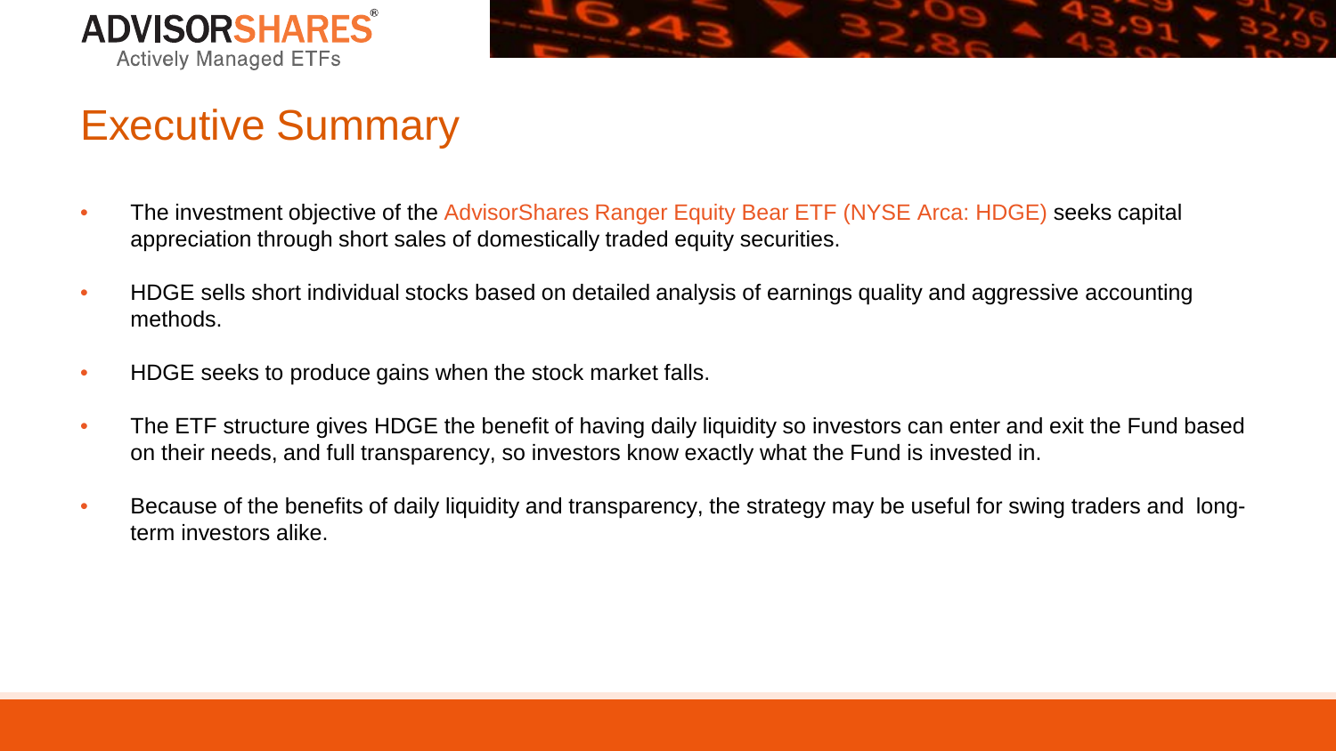# Executive Summary

- The investment objective of the AdvisorShares Ranger Equity Bear ETF (NYSE Arca: HDGE) seeks capital appreciation through short sales of domestically traded equity securities.
- HDGE sells short individual stocks based on detailed analysis of earnings quality and aggressive accounting methods.
- HDGE seeks to produce gains when the stock market falls.
- The ETF structure gives HDGE the benefit of having daily liquidity so investors can enter and exit the Fund based on their needs, and full transparency, so investors know exactly what the Fund is invested in.
- Because of the benefits of daily liquidity and transparency, the strategy may be useful for swing traders and long-term investors alike.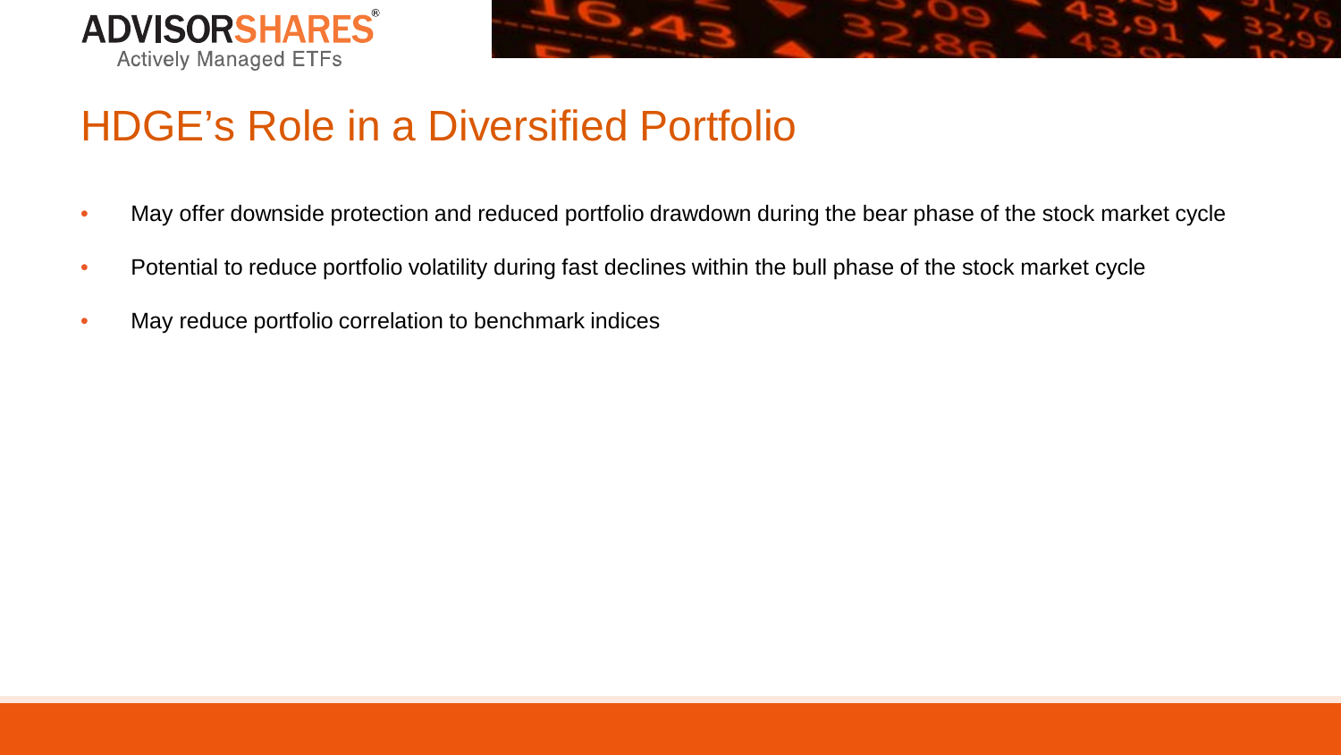# HDGE's Role in a Diversified Portfolio

- May offer downside protection and reduced portfolio drawdown during the bear phase of the stock market cycle
- Potential to reduce portfolio volatility during fast declines within the bull phase of the stock market cycle
- May reduce portfolio correlation to benchmark indices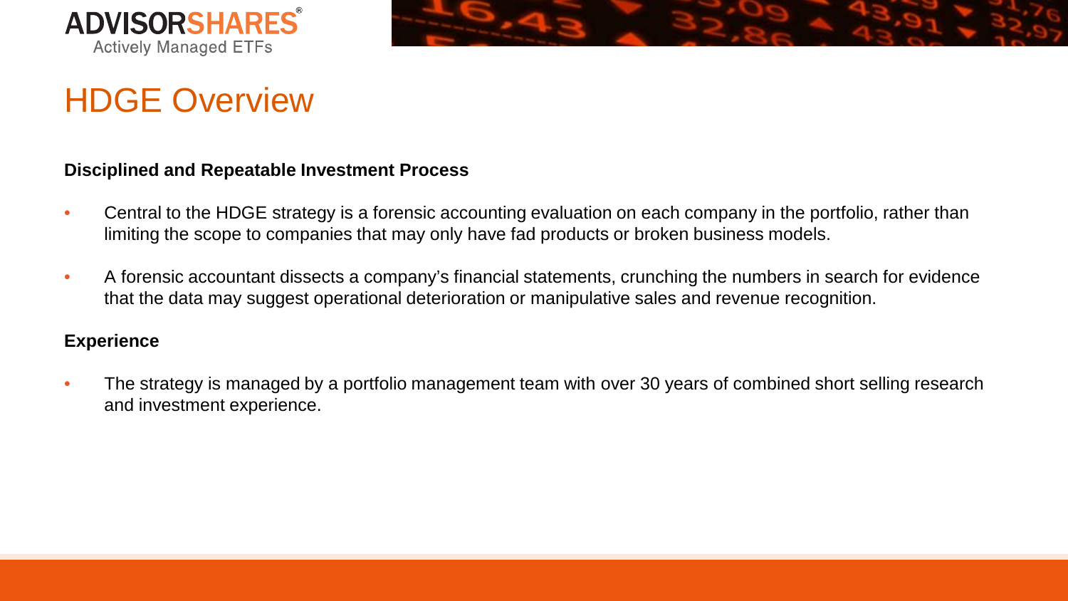# HDGE Overview

**Disciplined and Repeatable Investment Process**

- Central to the HDGE strategy is a forensic accounting evaluation on each company in the portfolio, rather than limiting the scope to companies that may only have fad products or broken business models.
- A forensic accountant dissects a company's financial statements, crunching the numbers in search for evidence that the data may suggest operational deterioration or manipulative sales and revenue recognition.

**Experience**

- The strategy is managed by a portfolio management team with over 30 years of combined short selling research and investment experience.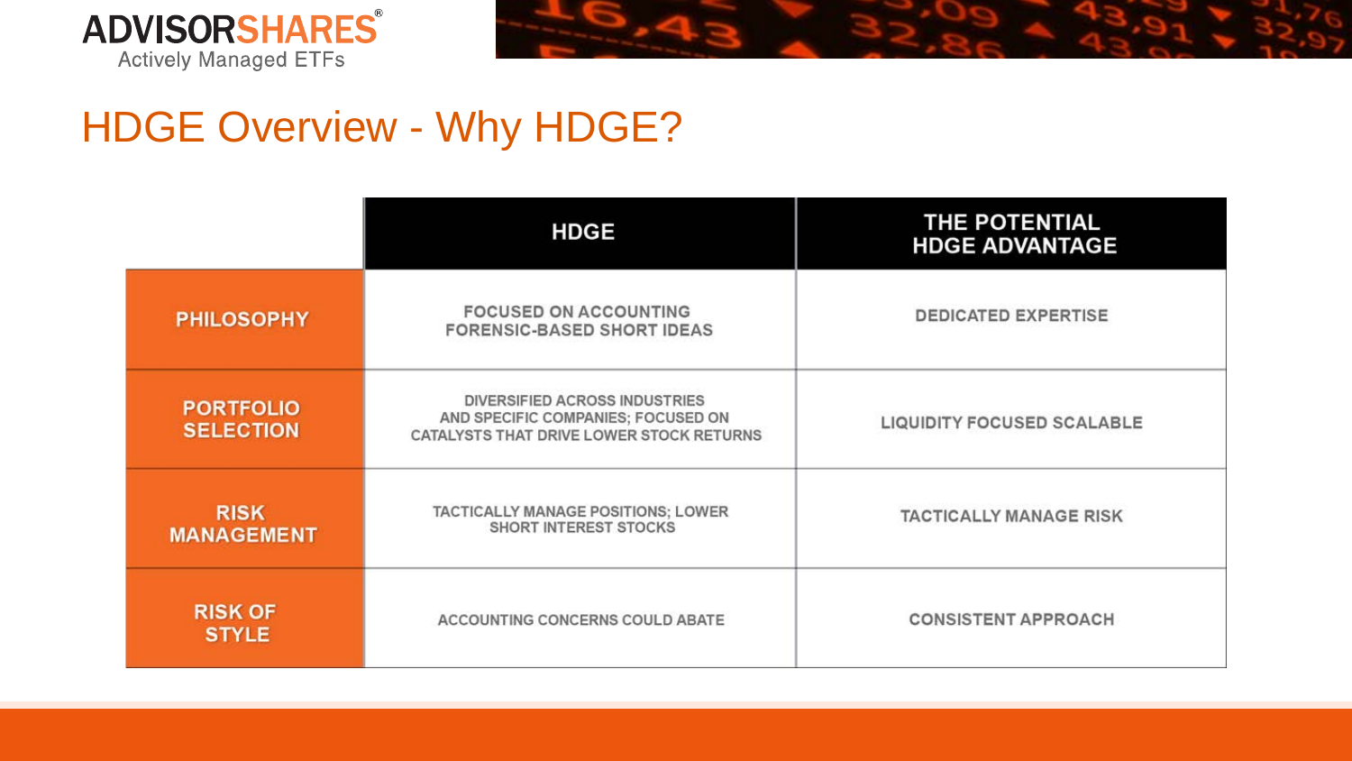## HDGE Overview - Why HDGE?

| | HDGE | THE POTENTIAL HDGE ADVANTAGE |
|---|---|---|
| PHILOSOPHY | FOCUSED ON ACCOUNTING FORENSIC-BASED SHORT IDEAS | DEDICATED EXPERTISE |
| PORTFOLIO SELECTION | DIVERSIFIED ACROSS INDUSTRIES AND SPECIFIC COMPANIES; FOCUSED ON CATALYSTS THAT DRIVE LOWER STOCK RETURNS | LIQUIDITY FOCUSED SCALABLE |
| RISK MANAGEMENT | TACTICALLY MANAGE POSITIONS; LOWER SHORT INTEREST STOCKS | TACTICALLY MANAGE RISK |
| RISK OF STYLE | ACCOUNTING CONCERNS COULD ABATE | CONSISTENT APPROACH |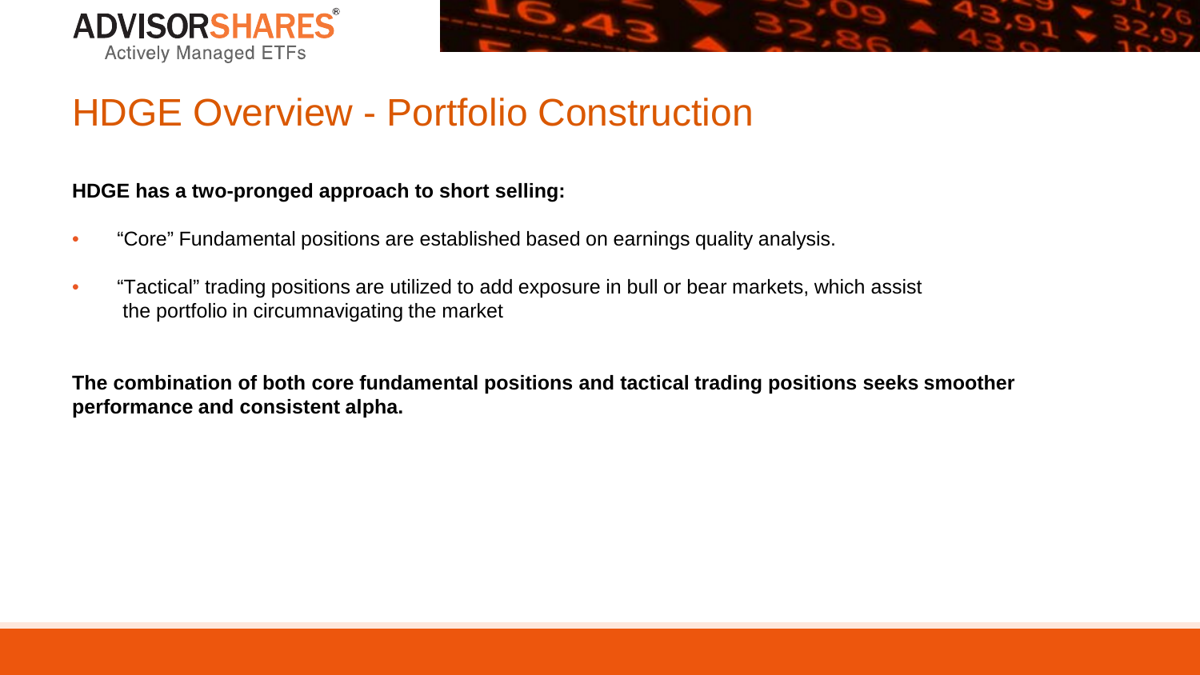# HDGE Overview - Portfolio Construction

**HDGE has a two-pronged approach to short selling:**

- “Core” Fundamental positions are established based on earnings quality analysis.
- “Tactical” trading positions are utilized to add exposure in bull or bear markets, which assist the portfolio in circumnavigating the market

**The combination of both core fundamental positions and tactical trading positions seeks smoother performance and consistent alpha.**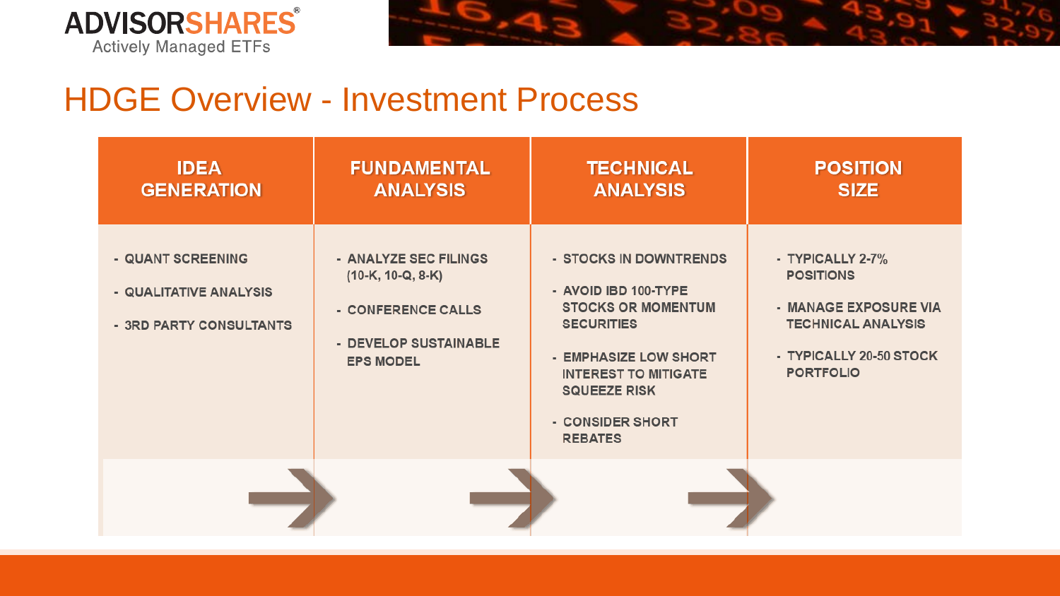# HDGE Overview - Investment Process

| IDEA GENERATION | FUNDAMENTAL ANALYSIS | TECHNICAL ANALYSIS | POSITION SIZE |
| --- | --- | --- | --- |
| - QUANT SCREENING<br>- QUALITATIVE ANALYSIS<br>- 3RD PARTY CONSULTANTS | - ANALYZE SEC FILINGS (10-K, 10-Q, 8-K)<br>- CONFERENCE CALLS<br>- DEVELOP SUSTAINABLE EPS MODEL | - STOCKS IN DOWNTRENDS<br>- AVOID IBD 100-TYPE STOCKS OR MOMENTUM SECURITIES<br>- EMPHASIZE LOW SHORT INTEREST TO MITIGATE SQUEEZE RISK<br>- CONSIDER SHORT REBATES | - TYPICALLY 2-7% POSITIONS<br>- MANAGE EXPOSURE VIA TECHNICAL ANALYSIS<br>- TYPICALLY 20-50 STOCK PORTFOLIO |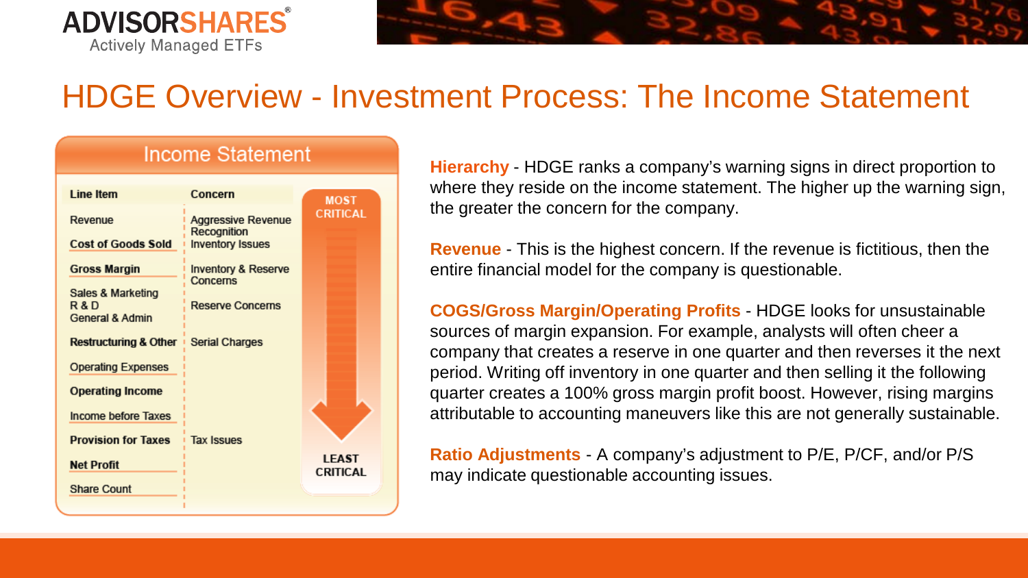# HDGE Overview - Investment Process: The Income Statement

## Income Statement

| Line Item | Concern |
|---|---|
| Revenue | Aggressive Revenue Recognition |
| Cost of Goods Sold | Inventory Issues |
| Gross Margin | Inventory & Reserve Concerns |
| Sales & Marketing<br>R & D<br>General & Admin | Reserve Concerns |
| Restructuring & Other | Serial Charges |
| Operating Expenses | |
| Operating Income | |
| Income before Taxes | |
| Provision for Taxes | Tax Issues |
| Net Profit | |
| Share Count | |

MOST CRITICAL → LEAST CRITICAL

**Hierarchy** - HDGE ranks a company's warning signs in direct proportion to where they reside on the income statement. The higher up the warning sign, the greater the concern for the company.

**Revenue** - This is the highest concern. If the revenue is fictitious, then the entire financial model for the company is questionable.

**COGS/Gross Margin/Operating Profits** - HDGE looks for unsustainable sources of margin expansion. For example, analysts will often cheer a company that creates a reserve in one quarter and then reverses it the next period. Writing off inventory in one quarter and then selling it the following quarter creates a 100% gross margin profit boost. However, rising margins attributable to accounting maneuvers like this are not generally sustainable.

**Ratio Adjustments** - A company's adjustment to P/E, P/CF, and/or P/S may indicate questionable accounting issues.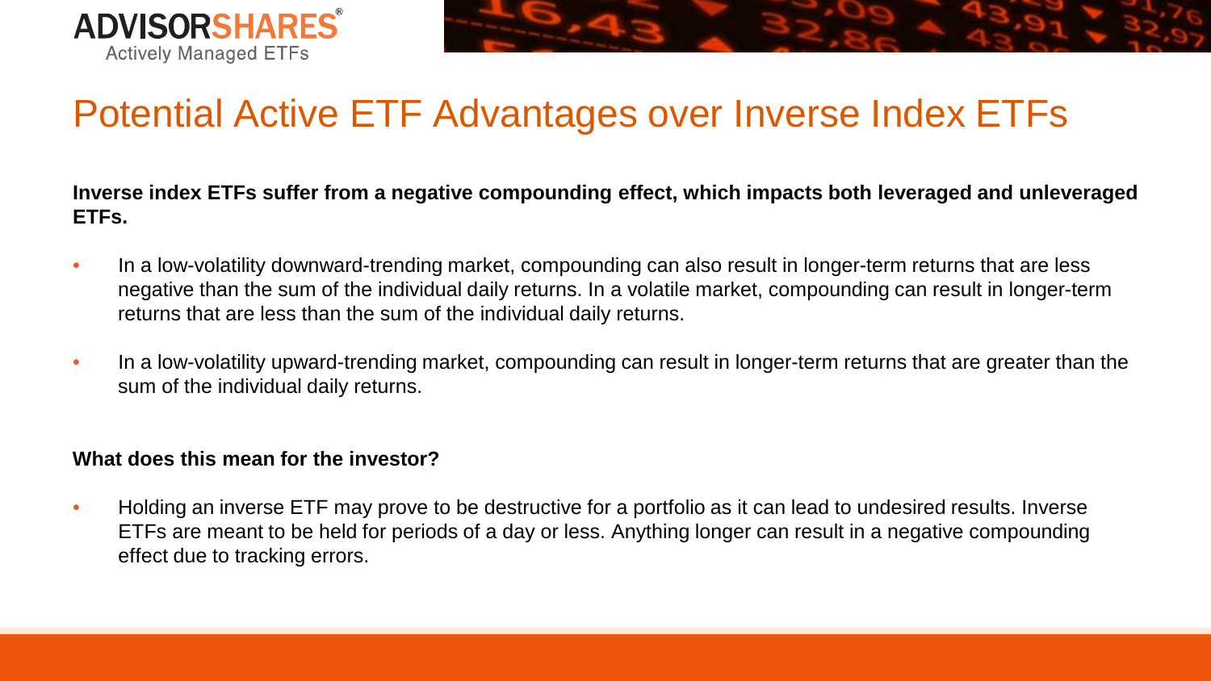# Potential Active ETF Advantages over Inverse Index ETFs

**Inverse index ETFs suffer from a negative compounding effect, which impacts both leveraged and unleveraged ETFs.**

- In a low-volatility downward-trending market, compounding can also result in longer-term returns that are less negative than the sum of the individual daily returns. In a volatile market, compounding can result in longer-term returns that are less than the sum of the individual daily returns.
- In a low-volatility upward-trending market, compounding can result in longer-term returns that are greater than the sum of the individual daily returns.

**What does this mean for the investor?**

- Holding an inverse ETF may prove to be destructive for a portfolio as it can lead to undesired results. Inverse ETFs are meant to be held for periods of a day or less. Anything longer can result in a negative compounding effect due to tracking errors.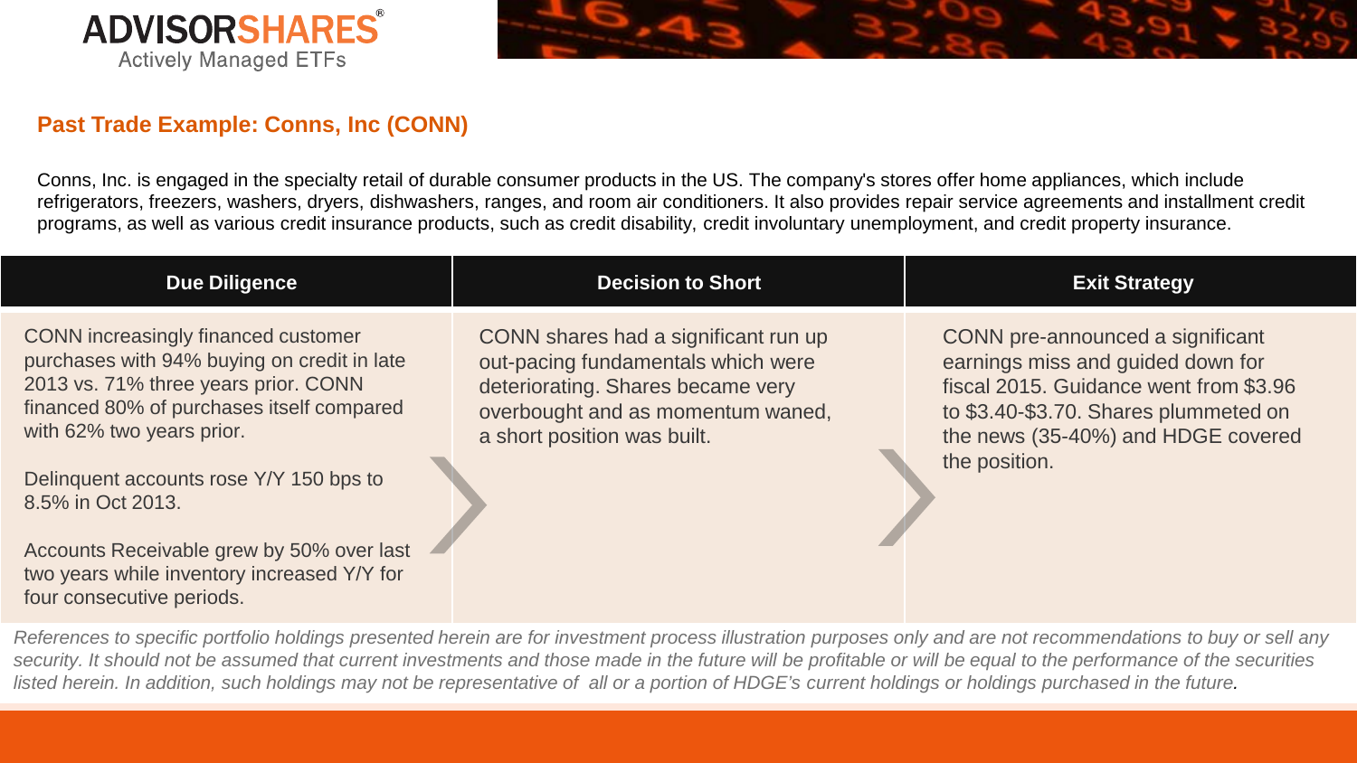## Past Trade Example: Conns, Inc (CONN)

Conns, Inc. is engaged in the specialty retail of durable consumer products in the US. The company's stores offer home appliances, which include refrigerators, freezers, washers, dryers, dishwashers, ranges, and room air conditioners. It also provides repair service agreements and installment credit programs, as well as various credit insurance products, such as credit disability, credit involuntary unemployment, and credit property insurance.

| Due Diligence | Decision to Short | Exit Strategy |
|---|---|---|
| CONN increasingly financed customer purchases with 94% buying on credit in late 2013 vs. 71% three years prior. CONN financed 80% of purchases itself compared with 62% two years prior.<br><br>Delinquent accounts rose Y/Y 150 bps to 8.5% in Oct 2013.<br><br>Accounts Receivable grew by 50% over last two years while inventory increased Y/Y for four consecutive periods. | CONN shares had a significant run up out-pacing fundamentals which were deteriorating. Shares became very overbought and as momentum waned, a short position was built. | CONN pre-announced a significant earnings miss and guided down for fiscal 2015. Guidance went from \$3.96 to \$3.40-\$3.70. Shares plummeted on the news (35-40%) and HDGE covered the position. |

*References to specific portfolio holdings presented herein are for investment process illustration purposes only and are not recommendations to buy or sell any security. It should not be assumed that current investments and those made in the future will be profitable or will be equal to the performance of the securities listed herein. In addition, such holdings may not be representative of all or a portion of HDGE's current holdings or holdings purchased in the future.*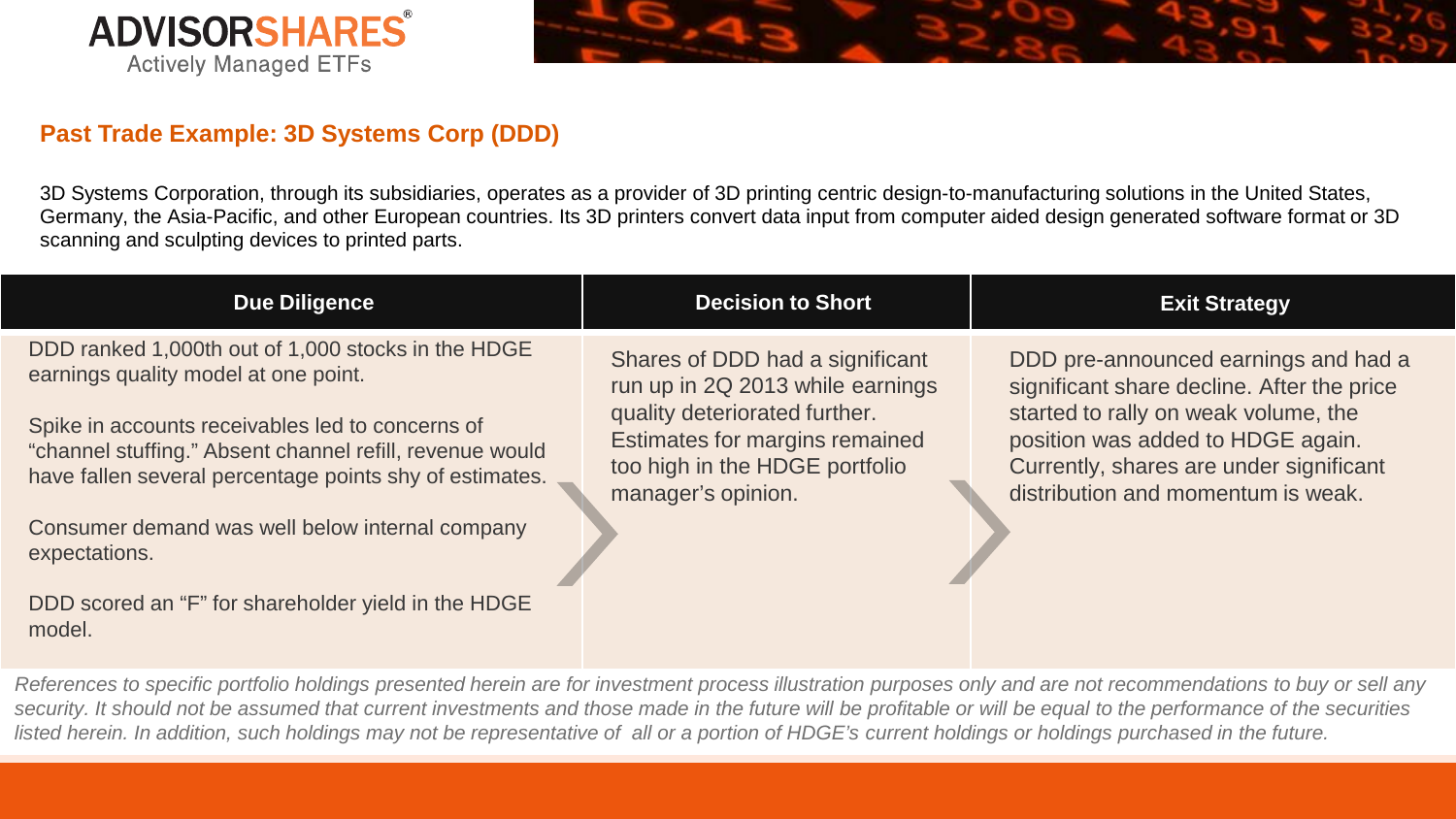## Past Trade Example: 3D Systems Corp (DDD)

3D Systems Corporation, through its subsidiaries, operates as a provider of 3D printing centric design-to-manufacturing solutions in the United States, Germany, the Asia-Pacific, and other European countries. Its 3D printers convert data input from computer aided design generated software format or 3D scanning and sculpting devices to printed parts.

| Due Diligence | Decision to Short | Exit Strategy |
|---|---|---|
| DDD ranked 1,000th out of 1,000 stocks in the HDGE earnings quality model at one point.<br><br>Spike in accounts receivables led to concerns of "channel stuffing." Absent channel refill, revenue would have fallen several percentage points shy of estimates.<br><br>Consumer demand was well below internal company expectations.<br><br>DDD scored an "F" for shareholder yield in the HDGE model. | Shares of DDD had a significant run up in 2Q 2013 while earnings quality deteriorated further. Estimates for margins remained too high in the HDGE portfolio manager's opinion. | DDD pre-announced earnings and had a significant share decline. After the price started to rally on weak volume, the position was added to HDGE again. Currently, shares are under significant distribution and momentum is weak. |

*References to specific portfolio holdings presented herein are for investment process illustration purposes only and are not recommendations to buy or sell any security. It should not be assumed that current investments and those made in the future will be profitable or will be equal to the performance of the securities listed herein. In addition, such holdings may not be representative of all or a portion of HDGE's current holdings or holdings purchased in the future.*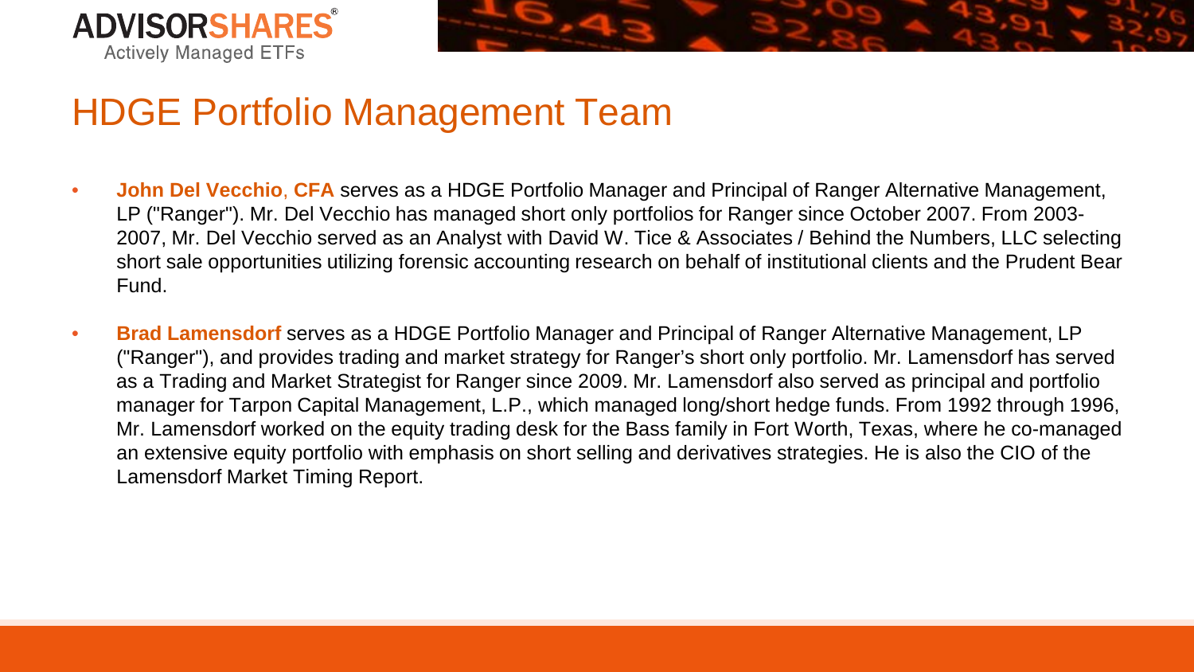# HDGE Portfolio Management Team

- **John Del Vecchio, CFA** serves as a HDGE Portfolio Manager and Principal of Ranger Alternative Management, LP ("Ranger"). Mr. Del Vecchio has managed short only portfolios for Ranger since October 2007. From 2003-2007, Mr. Del Vecchio served as an Analyst with David W. Tice & Associates / Behind the Numbers, LLC selecting short sale opportunities utilizing forensic accounting research on behalf of institutional clients and the Prudent Bear Fund.
- **Brad Lamensdorf** serves as a HDGE Portfolio Manager and Principal of Ranger Alternative Management, LP ("Ranger"), and provides trading and market strategy for Ranger's short only portfolio. Mr. Lamensdorf has served as a Trading and Market Strategist for Ranger since 2009. Mr. Lamensdorf also served as principal and portfolio manager for Tarpon Capital Management, L.P., which managed long/short hedge funds. From 1992 through 1996, Mr. Lamensdorf worked on the equity trading desk for the Bass family in Fort Worth, Texas, where he co-managed an extensive equity portfolio with emphasis on short selling and derivatives strategies. He is also the CIO of the Lamensdorf Market Timing Report.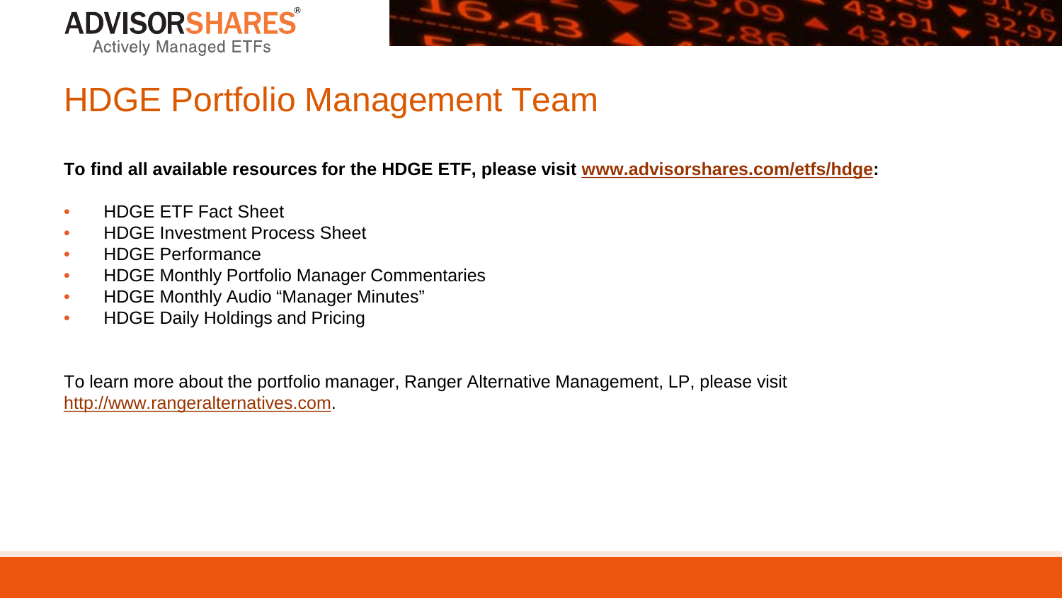# HDGE Portfolio Management Team

**To find all available resources for the HDGE ETF, please visit [www.advisorshares.com/etfs/hdge](www.advisorshares.com/etfs/hdge):**

- HDGE ETF Fact Sheet
- HDGE Investment Process Sheet
- HDGE Performance
- HDGE Monthly Portfolio Manager Commentaries
- HDGE Monthly Audio "Manager Minutes"
- HDGE Daily Holdings and Pricing

To learn more about the portfolio manager, Ranger Alternative Management, LP, please visit [http://www.rangeralternatives.com](http://www.rangeralternatives.com).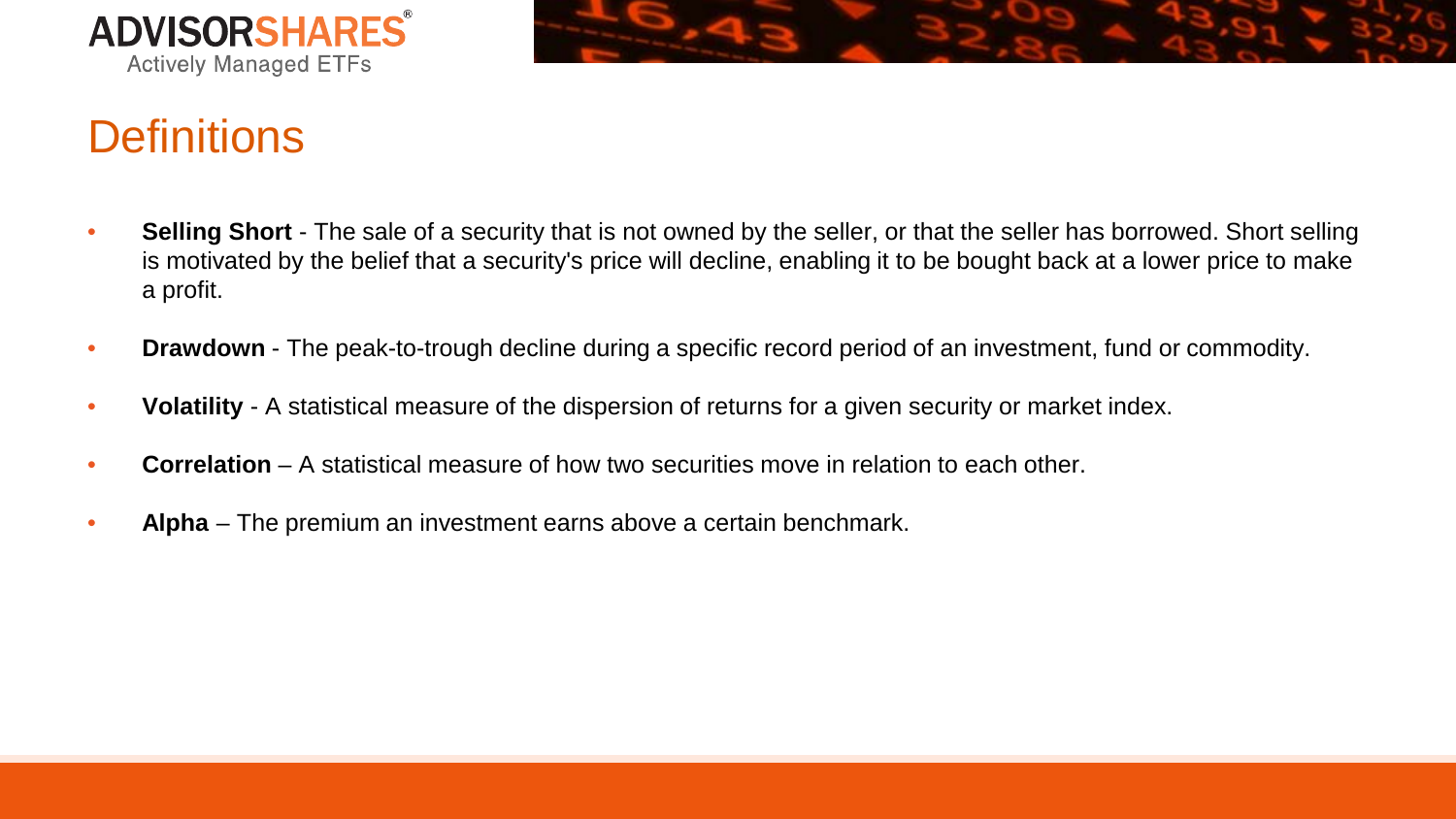# Definitions

- **Selling Short** - The sale of a security that is not owned by the seller, or that the seller has borrowed. Short selling is motivated by the belief that a security's price will decline, enabling it to be bought back at a lower price to make a profit.
- **Drawdown** - The peak-to-trough decline during a specific record period of an investment, fund or commodity.
- **Volatility** - A statistical measure of the dispersion of returns for a given security or market index.
- **Correlation** – A statistical measure of how two securities move in relation to each other.
- **Alpha** – The premium an investment earns above a certain benchmark.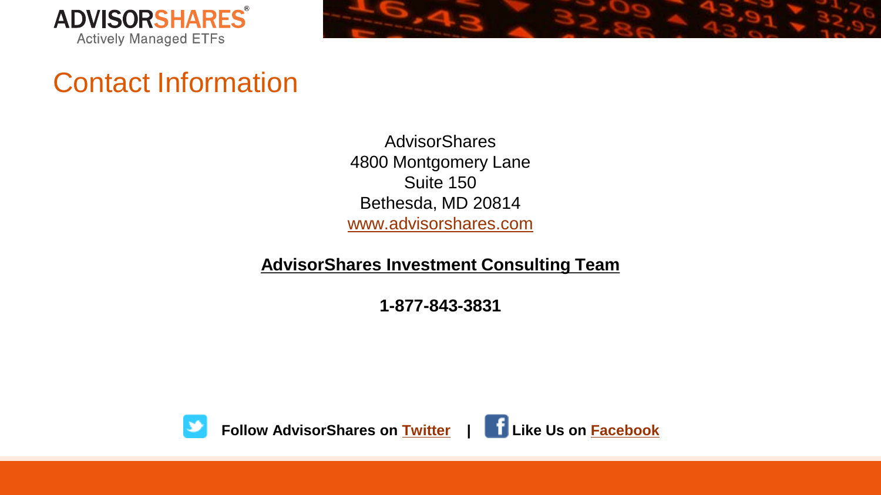# Contact Information

AdvisorShares
4800 Montgomery Lane
Suite 150
Bethesda, MD 20814
www.advisorshares.com

**AdvisorShares Investment Consulting Team**

**1-877-843-3831**

**Follow AdvisorShares on Twitter | Like Us on Facebook**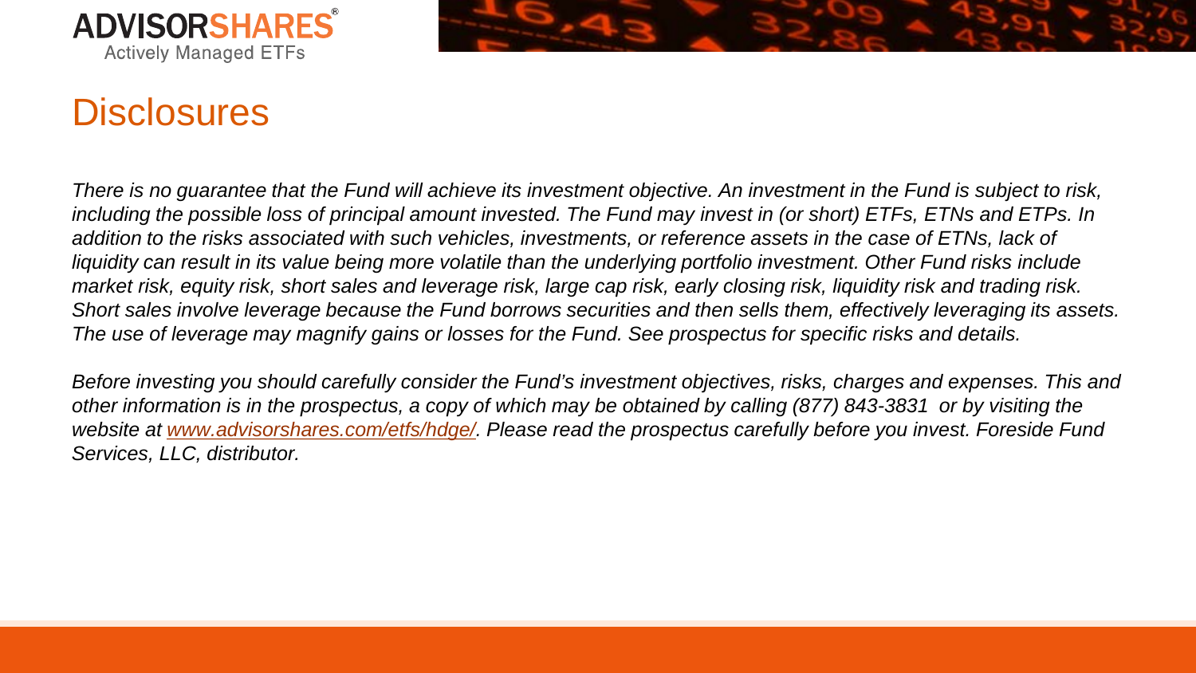# Disclosures

*There is no guarantee that the Fund will achieve its investment objective. An investment in the Fund is subject to risk, including the possible loss of principal amount invested. The Fund may invest in (or short) ETFs, ETNs and ETPs. In addition to the risks associated with such vehicles, investments, or reference assets in the case of ETNs, lack of liquidity can result in its value being more volatile than the underlying portfolio investment. Other Fund risks include market risk, equity risk, short sales and leverage risk, large cap risk, early closing risk, liquidity risk and trading risk. Short sales involve leverage because the Fund borrows securities and then sells them, effectively leveraging its assets. The use of leverage may magnify gains or losses for the Fund. See prospectus for specific risks and details.*

*Before investing you should carefully consider the Fund's investment objectives, risks, charges and expenses. This and other information is in the prospectus, a copy of which may be obtained by calling (877) 843-3831 or by visiting the website at [www.advisorshares.com/etfs/hdge/](www.advisorshares.com/etfs/hdge/). Please read the prospectus carefully before you invest. Foreside Fund Services, LLC, distributor.*